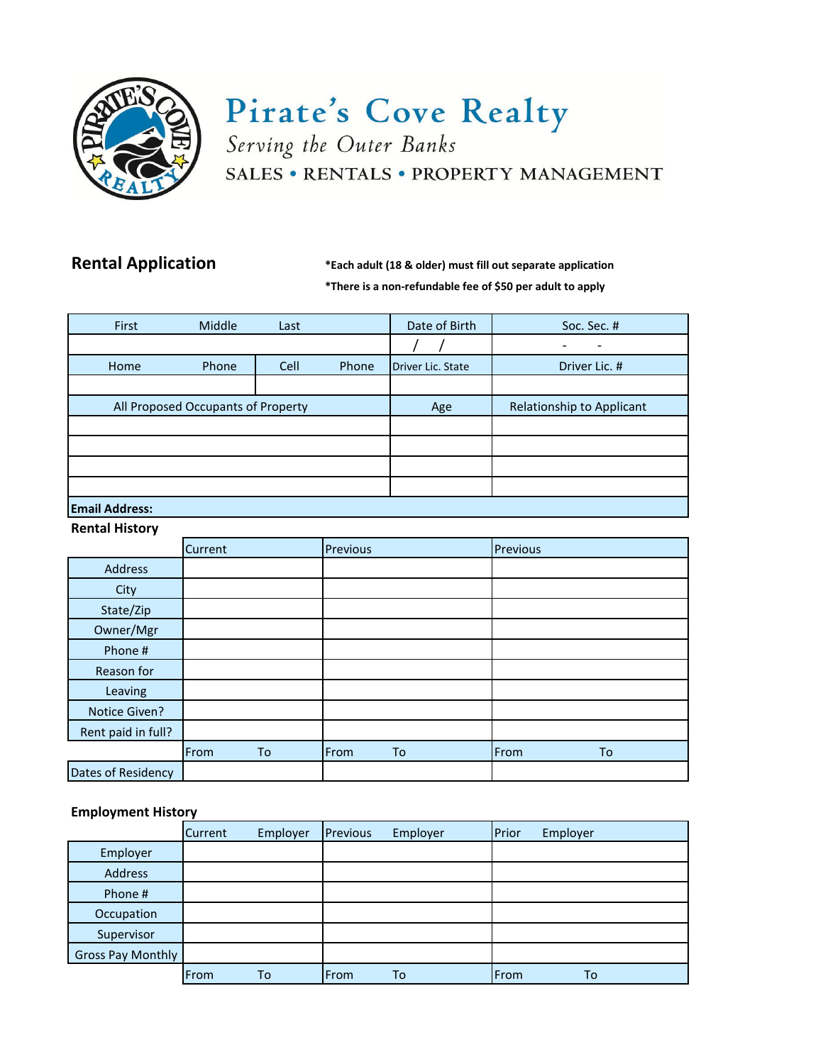# Pirate's Cove Realty

*Serving the Outer Banks*

SALES • RENTALS • PROPERTY MANAGEMENT

## Rental Application

**\*Each adult (18 & older) must fill out separate application**

**\*There is a non-refundable fee of $50 per adult to apply**

| First Middle Last | | Date of Birth | Soc. Sec. # |
|---|---|---|---|
| | | / / | - - |
| Home Phone | Cell Phone | Driver Lic. State | Driver Lic. # |
| | | | |
| All Proposed Occupants of Property | | Age | Relationship to Applicant |
| | | | |
| | | | |
| | | | |
| | | | |
| **Email Address:** | | | |

### Rental History

| | Current | Previous | Previous |
|---|---|---|---|
| Address | | | |
| City | | | |
| State/Zip | | | |
| Owner/Mgr | | | |
| Phone # | | | |
| Reason for Leaving | | | |
| Notice Given? | | | |
| Rent paid in full? | | | |
| | From To | From To | From To |
| Dates of Residency | | | |

### Employment History

| | Current Employer | Previous Employer | Prior Employer |
|---|---|---|---|
| Employer | | | |
| Address | | | |
| Phone # | | | |
| Occupation | | | |
| Supervisor | | | |
| Gross Pay Monthly | | | |
| | From To | From To | From To |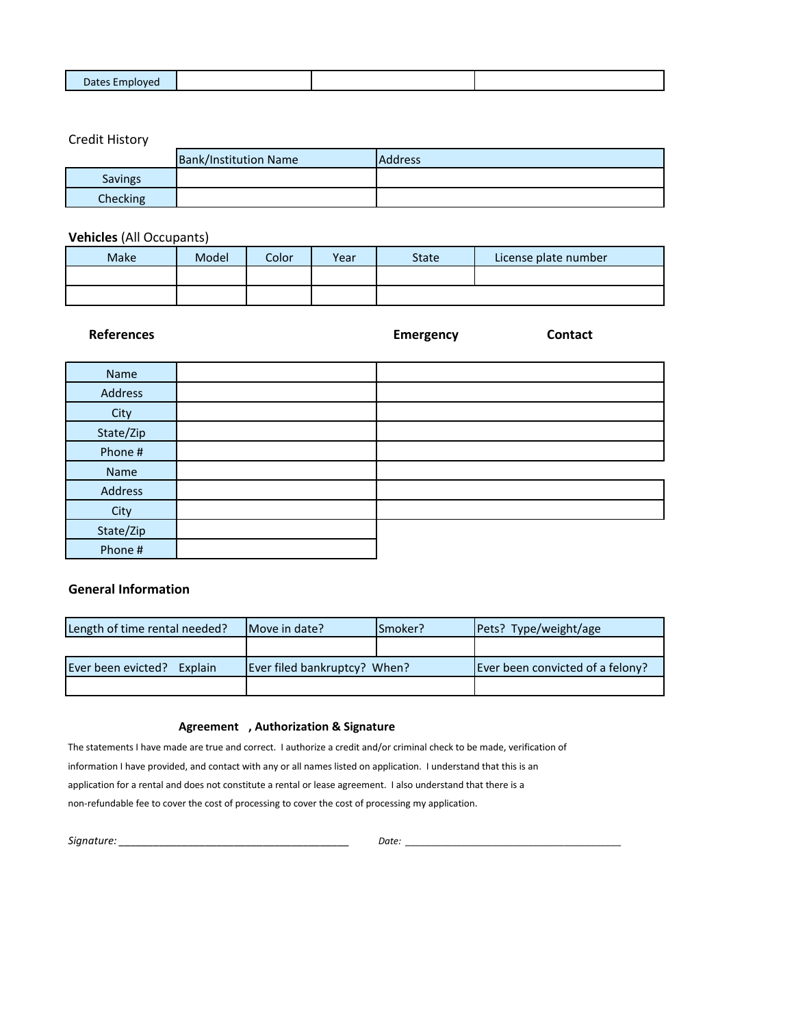| | | | |
|---|---|---|---|
| Dates Employed | | | |

Credit History

| | Bank/Institution Name | Address |
|---|---|---|
| Savings | | |
| Checking | | |

**Vehicles** (All Occupants)

| Make | Model | Color | Year | State | License plate number |
|---|---|---|---|---|---|
| | | | | | |
| | | | | | |

**References** **Emergency** **Contact**

| | | |
|---|---|---|
| Name | | |
| Address | | |
| City | | |
| State/Zip | | |
| Phone # | | |
| Name | | |
| Address | | |
| City | | |
| State/Zip | | |
| Phone # | | |

**General Information**

| Length of time rental needed? | Move in date? | Smoker? | Pets? Type/weight/age |
|---|---|---|---|
| | | | |
| Ever been evicted? Explain | Ever filed bankruptcy? When? | | Ever been convicted of a felony? |
| | | | |

**Agreement , Authorization & Signature**

The statements I have made are true and correct. I authorize a credit and/or criminal check to be made, verification of information I have provided, and contact with any or all names listed on application. I understand that this is an application for a rental and does not constitute a rental or lease agreement. I also understand that there is a non-refundable fee to cover the cost of processing to cover the cost of processing my application.

*Signature:* ____________________________________________ *Date:* ________________________________________